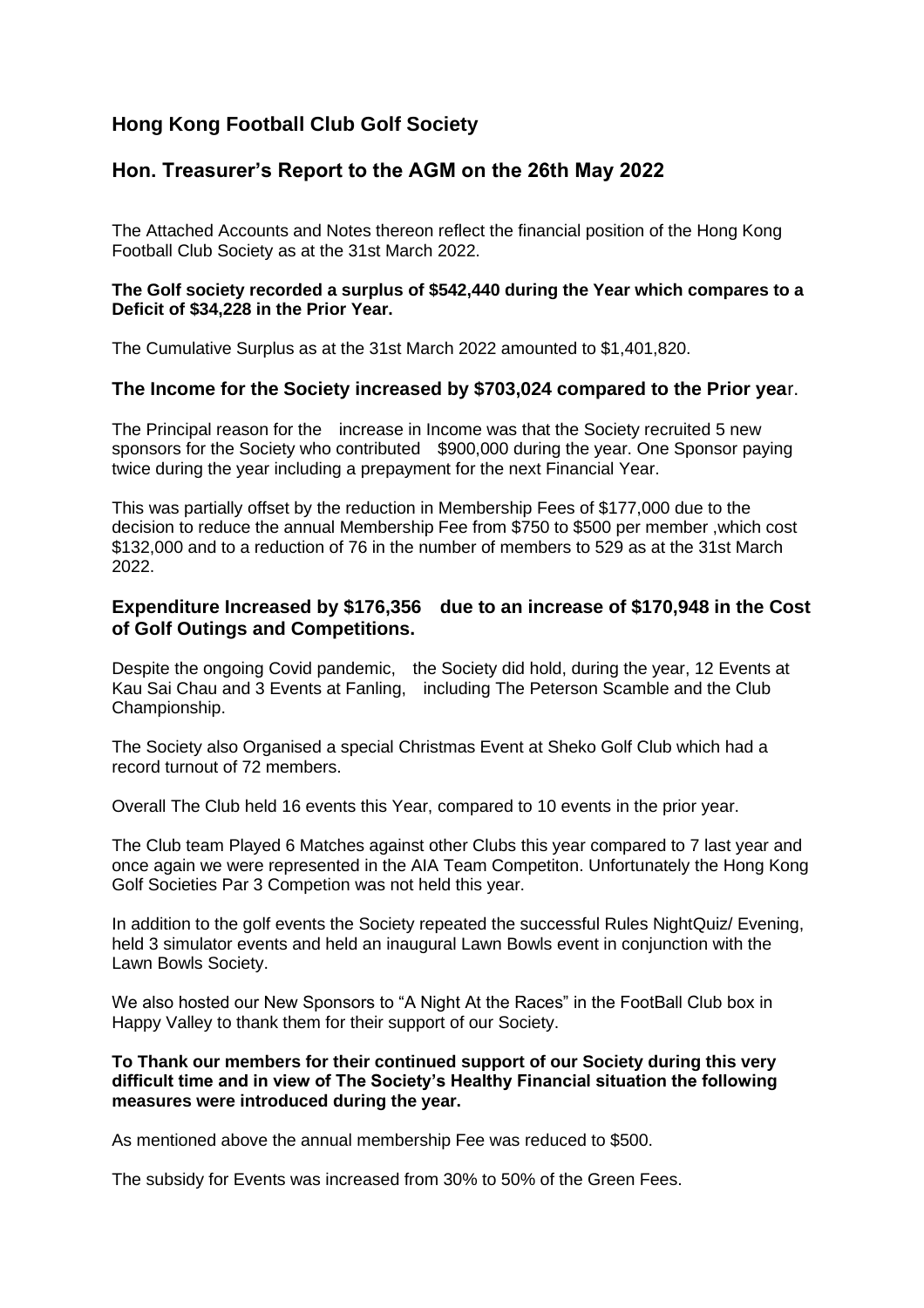## Hong Kong Football Club Golf Society

## Hon. Treasurer's Report to the AGM on the 26th May 2022

The Attached Accounts and Notes thereon reflect the financial position of the Hong Kong Football Club Society as at the 31st March 2022.

**The Golf society recorded a surplus of $542,440 during the Year which compares to a Deficit of $34,228 in the Prior Year.**

The Cumulative Surplus as at the 31st March 2022 amounted to $1,401,820.

### The Income for the Society increased by $703,024 compared to the Prior year.

The Principal reason for the increase in Income was that the Society recruited 5 new sponsors for the Society who contributed $900,000 during the year. One Sponsor paying twice during the year including a prepayment for the next Financial Year.

This was partially offset by the reduction in Membership Fees of $177,000 due to the decision to reduce the annual Membership Fee from $750 to $500 per member ,which cost $132,000 and to a reduction of 76 in the number of members to 529 as at the 31st March 2022.

### Expenditure Increased by $176,356 due to an increase of $170,948 in the Cost of Golf Outings and Competitions.

Despite the ongoing Covid pandemic, the Society did hold, during the year, 12 Events at Kau Sai Chau and 3 Events at Fanling, including The Peterson Scamble and the Club Championship.

The Society also Organised a special Christmas Event at Sheko Golf Club which had a record turnout of 72 members.

Overall The Club held 16 events this Year, compared to 10 events in the prior year.

The Club team Played 6 Matches against other Clubs this year compared to 7 last year and once again we were represented in the AIA Team Competiton. Unfortunately the Hong Kong Golf Societies Par 3 Competion was not held this year.

In addition to the golf events the Society repeated the successful Rules NightQuiz/ Evening, held 3 simulator events and held an inaugural Lawn Bowls event in conjunction with the Lawn Bowls Society.

We also hosted our New Sponsors to "A Night At the Races" in the FootBall Club box in Happy Valley to thank them for their support of our Society.

**To Thank our members for their continued support of our Society during this very difficult time and in view of The Society's Healthy Financial situation the following measures were introduced during the year.**

As mentioned above the annual membership Fee was reduced to $500.

The subsidy for Events was increased from 30% to 50% of the Green Fees.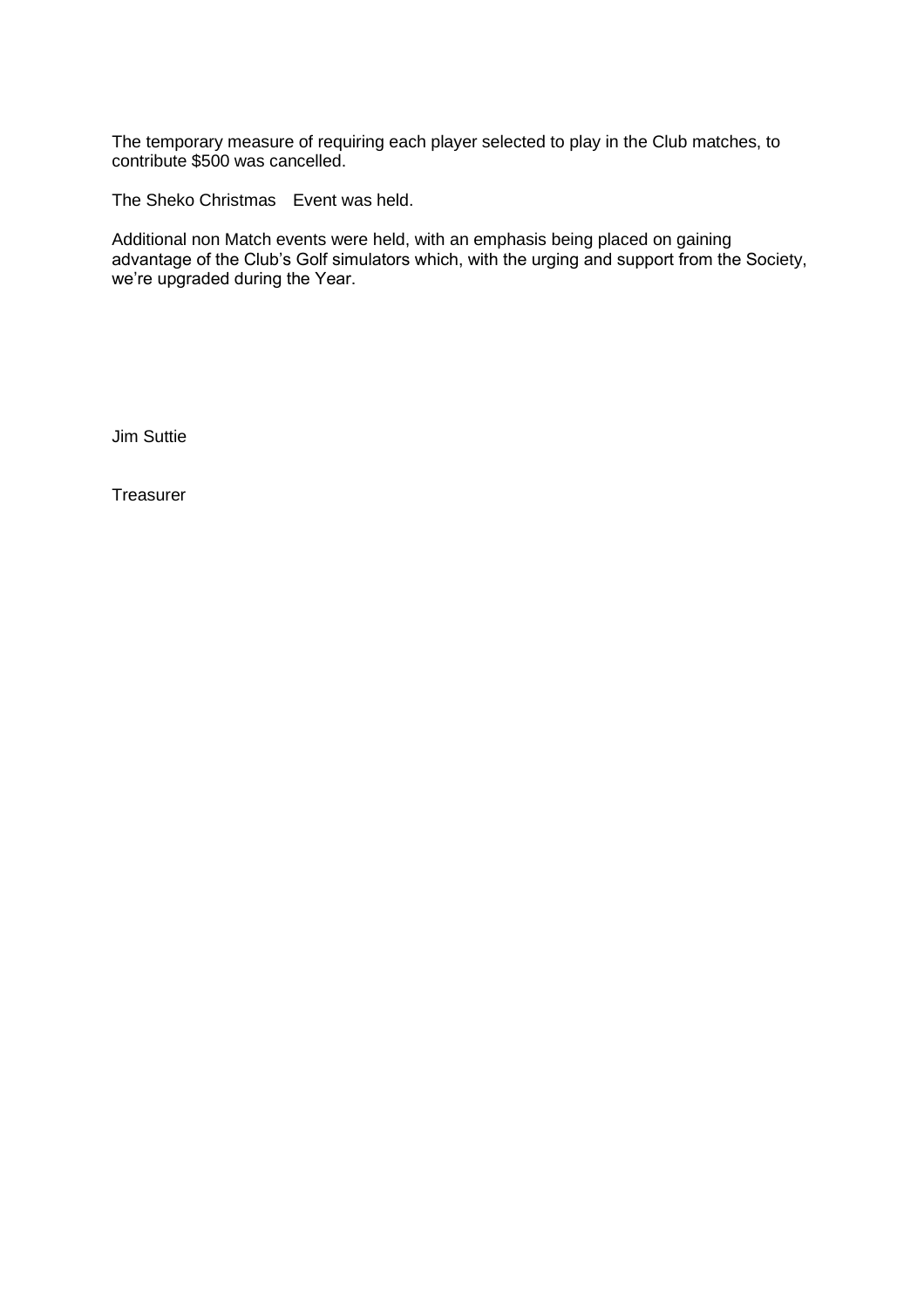The temporary measure of requiring each player selected to play in the Club matches, to contribute $500 was cancelled.

The Sheko Christmas Event was held.

Additional non Match events were held, with an emphasis being placed on gaining advantage of the Club's Golf simulators which, with the urging and support from the Society, we're upgraded during the Year.

Jim Suttie

Treasurer